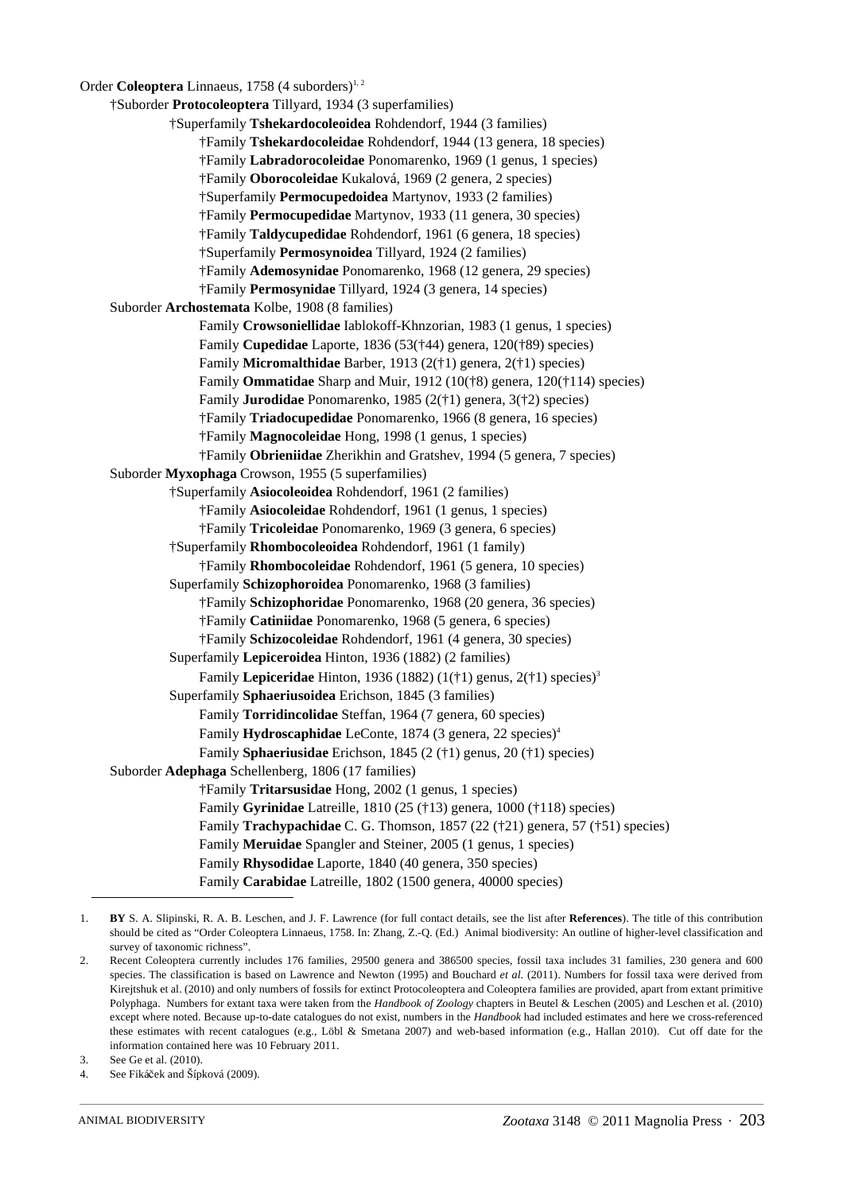Order **Coleoptera** Linnaeus, 1758 (4 suborders)[1, 2]

†Suborder **Protocoleoptera** Tillyard, 1934 (3 superfamilies)

†Superfamily **Tshekardocoleoidea** Rohdendorf, 1944 (3 families)

†Family **Tshekardocoleidae** Rohdendorf, 1944 (13 genera, 18 species)

†Family **Labradorocoleidae** Ponomarenko, 1969 (1 genus, 1 species)

†Family **Oborocoleidae** Kukalová, 1969 (2 genera, 2 species)

†Superfamily **Permocupedoidea** Martynov, 1933 (2 families)

†Family **Permocupedidae** Martynov, 1933 (11 genera, 30 species)

†Family **Taldycupedidae** Rohdendorf, 1961 (6 genera, 18 species)

†Superfamily **Permosynoidea** Tillyard, 1924 (2 families)

†Family **Ademosynidae** Ponomarenko, 1968 (12 genera, 29 species)

†Family **Permosynidae** Tillyard, 1924 (3 genera, 14 species)

Suborder **Archostemata** Kolbe, 1908 (8 families)

Family **Crowsoniellidae** Iablokoff-Khnzorian, 1983 (1 genus, 1 species)

Family **Cupedidae** Laporte, 1836 (53(†44) genera, 120(†89) species)

Family **Micromalthidae** Barber, 1913 (2(†1) genera, 2(†1) species)

Family **Ommatidae** Sharp and Muir, 1912 (10(†8) genera, 120(†114) species)

Family **Jurodidae** Ponomarenko, 1985 (2(†1) genera, 3(†2) species)

†Family **Triadocupedidae** Ponomarenko, 1966 (8 genera, 16 species)

†Family **Magnocoleidae** Hong, 1998 (1 genus, 1 species)

†Family **Obrieniidae** Zherikhin and Gratshev, 1994 (5 genera, 7 species)

Suborder **Myxophaga** Crowson, 1955 (5 superfamilies)

†Superfamily **Asiocoleoidea** Rohdendorf, 1961 (2 families)

†Family **Asiocoleidae** Rohdendorf, 1961 (1 genus, 1 species)

†Family **Tricoleidae** Ponomarenko, 1969 (3 genera, 6 species)

†Superfamily **Rhombocoleoidea** Rohdendorf, 1961 (1 family)

†Family **Rhombocoleidae** Rohdendorf, 1961 (5 genera, 10 species)

Superfamily **Schizophoroidea** Ponomarenko, 1968 (3 families)

†Family **Schizophoridae** Ponomarenko, 1968 (20 genera, 36 species)

†Family **Catiniidae** Ponomarenko, 1968 (5 genera, 6 species)

†Family **Schizocoleidae** Rohdendorf, 1961 (4 genera, 30 species)

Superfamily **Lepiceroidea** Hinton, 1936 (1882) (2 families)

Family **Lepiceridae** Hinton, 1936 (1882) (1(†1) genus, 2(†1) species)[3]

Superfamily **Sphaeriusoidea** Erichson, 1845 (3 families)

Family **Torridincolidae** Steffan, 1964 (7 genera, 60 species)

Family **Hydroscaphidae** LeConte, 1874 (3 genera, 22 species)[4]

Family **Sphaeriusidae** Erichson, 1845 (2 (†1) genus, 20 (†1) species)

Suborder **Adephaga** Schellenberg, 1806 (17 families)

†Family **Tritarsusidae** Hong, 2002 (1 genus, 1 species)

Family **Gyrinidae** Latreille, 1810 (25 (†13) genera, 1000 (†118) species)

Family **Trachypachidae** C. G. Thomson, 1857 (22 (†21) genera, 57 (†51) species)

Family **Meruidae** Spangler and Steiner, 2005 (1 genus, 1 species)

Family **Rhysodidae** Laporte, 1840 (40 genera, 350 species)

Family **Carabidae** Latreille, 1802 (1500 genera, 40000 species)

---

1. **BY** S. A. Slipinski, R. A. B. Leschen, and J. F. Lawrence (for full contact details, see the list after **References**). The title of this contribution should be cited as "Order Coleoptera Linnaeus, 1758. In: Zhang, Z.-Q. (Ed.) Animal biodiversity: An outline of higher-level classification and survey of taxonomic richness".
2. Recent Coleoptera currently includes 176 families, 29500 genera and 386500 species, fossil taxa includes 31 families, 230 genera and 600 species. The classification is based on Lawrence and Newton (1995) and Bouchard *et al.* (2011). Numbers for fossil taxa were derived from Kirejtshuk et al. (2010) and only numbers of fossils for extinct Protocoleoptera and Coleoptera families are provided, apart from extant primitive Polyphaga. Numbers for extant taxa were taken from the *Handbook of Zoology* chapters in Beutel & Leschen (2005) and Leschen et al. (2010) except where noted. Because up-to-date catalogues do not exist, numbers in the *Handbook* had included estimates and here we cross-referenced these estimates with recent catalogues (e.g., Löbl & Smetana 2007) and web-based information (e.g., Hallan 2010). Cut off date for the information contained here was 10 February 2011.
3. See Ge et al. (2010).
4. See Fikáček and Šípková (2009).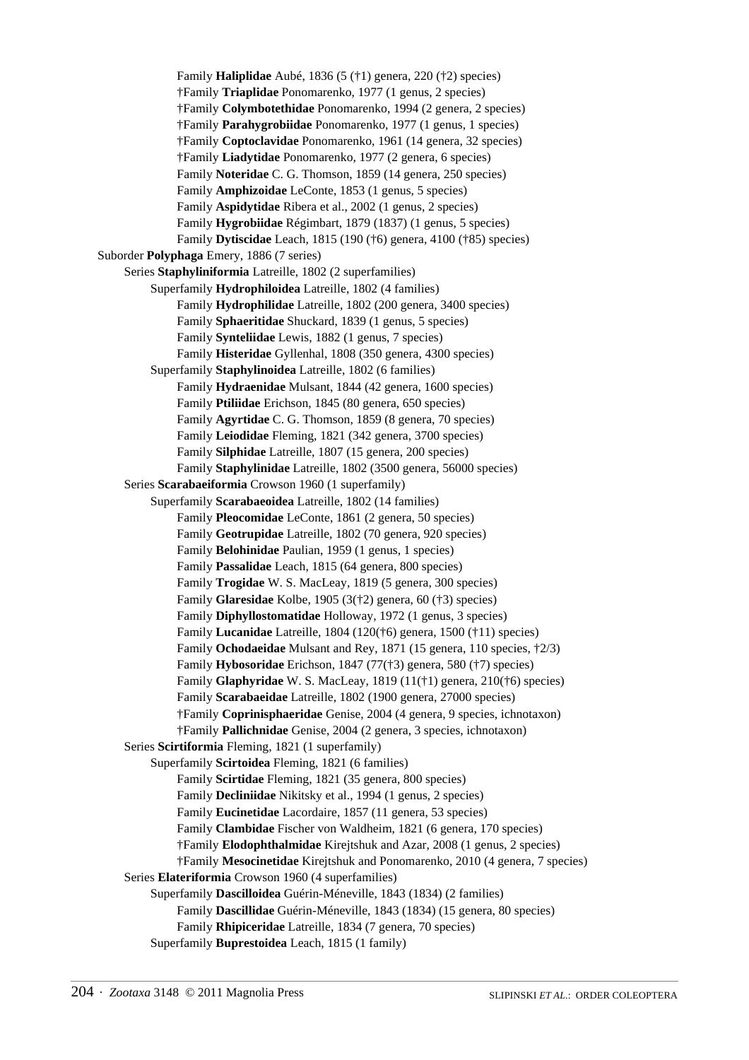Family **Haliplidae** Aubé, 1836 (5 (†1) genera, 220 (†2) species)
†Family **Triaplidae** Ponomarenko, 1977 (1 genus, 2 species)
†Family **Colymbotethidae** Ponomarenko, 1994 (2 genera, 2 species)
†Family **Parahygrobiidae** Ponomarenko, 1977 (1 genus, 1 species)
†Family **Coptoclavidae** Ponomarenko, 1961 (14 genera, 32 species)
†Family **Liadytidae** Ponomarenko, 1977 (2 genera, 6 species)
Family **Noteridae** C. G. Thomson, 1859 (14 genera, 250 species)
Family **Amphizoidae** LeConte, 1853 (1 genus, 5 species)
Family **Aspidytidae** Ribera et al., 2002 (1 genus, 2 species)
Family **Hygrobiidae** Régimbart, 1879 (1837) (1 genus, 5 species)
Family **Dytiscidae** Leach, 1815 (190 (†6) genera, 4100 (†85) species)

Suborder **Polyphaga** Emery, 1886 (7 series)

Series **Staphyliniformia** Latreille, 1802 (2 superfamilies)

Superfamily **Hydrophiloidea** Latreille, 1802 (4 families)
Family **Hydrophilidae** Latreille, 1802 (200 genera, 3400 species)
Family **Sphaeritidae** Shuckard, 1839 (1 genus, 5 species)
Family **Synteliidae** Lewis, 1882 (1 genus, 7 species)
Family **Histeridae** Gyllenhal, 1808 (350 genera, 4300 species)

Superfamily **Staphylinoidea** Latreille, 1802 (6 families)
Family **Hydraenidae** Mulsant, 1844 (42 genera, 1600 species)
Family **Ptiliidae** Erichson, 1845 (80 genera, 650 species)
Family **Agyrtidae** C. G. Thomson, 1859 (8 genera, 70 species)
Family **Leiodidae** Fleming, 1821 (342 genera, 3700 species)
Family **Silphidae** Latreille, 1807 (15 genera, 200 species)
Family **Staphylinidae** Latreille, 1802 (3500 genera, 56000 species)

Series **Scarabaeiformia** Crowson 1960 (1 superfamily)

Superfamily **Scarabaeoidea** Latreille, 1802 (14 families)
Family **Pleocomidae** LeConte, 1861 (2 genera, 50 species)
Family **Geotrupidae** Latreille, 1802 (70 genera, 920 species)
Family **Belohinidae** Paulian, 1959 (1 genus, 1 species)
Family **Passalidae** Leach, 1815 (64 genera, 800 species)
Family **Trogidae** W. S. MacLeay, 1819 (5 genera, 300 species)
Family **Glaresidae** Kolbe, 1905 (3(†2) genera, 60 (†3) species)
Family **Diphyllostomatidae** Holloway, 1972 (1 genus, 3 species)
Family **Lucanidae** Latreille, 1804 (120(†6) genera, 1500 (†11) species)
Family **Ochodaeidae** Mulsant and Rey, 1871 (15 genera, 110 species, †2/3)
Family **Hybosoridae** Erichson, 1847 (77(†3) genera, 580 (†7) species)
Family **Glaphyridae** W. S. MacLeay, 1819 (11(†1) genera, 210(†6) species)
Family **Scarabaeidae** Latreille, 1802 (1900 genera, 27000 species)
†Family **Coprinisphaeridae** Genise, 2004 (4 genera, 9 species, ichnotaxon)
†Family **Pallichnidae** Genise, 2004 (2 genera, 3 species, ichnotaxon)

Series **Scirtiformia** Fleming, 1821 (1 superfamily)

Superfamily **Scirtoidea** Fleming, 1821 (6 families)
Family **Scirtidae** Fleming, 1821 (35 genera, 800 species)
Family **Decliniidae** Nikitsky et al., 1994 (1 genus, 2 species)
Family **Eucinetidae** Lacordaire, 1857 (11 genera, 53 species)
Family **Clambidae** Fischer von Waldheim, 1821 (6 genera, 170 species)
†Family **Elodophthalmidae** Kirejtshuk and Azar, 2008 (1 genus, 2 species)
†Family **Mesocinetidae** Kirejtshuk and Ponomarenko, 2010 (4 genera, 7 species)

Series **Elateriformia** Crowson 1960 (4 superfamilies)

Superfamily **Dascilloidea** Guérin-Méneville, 1843 (1834) (2 families)
Family **Dascillidae** Guérin-Méneville, 1843 (1834) (15 genera, 80 species)
Family **Rhipiceridae** Latreille, 1834 (7 genera, 70 species)

Superfamily **Buprestoidea** Leach, 1815 (1 family)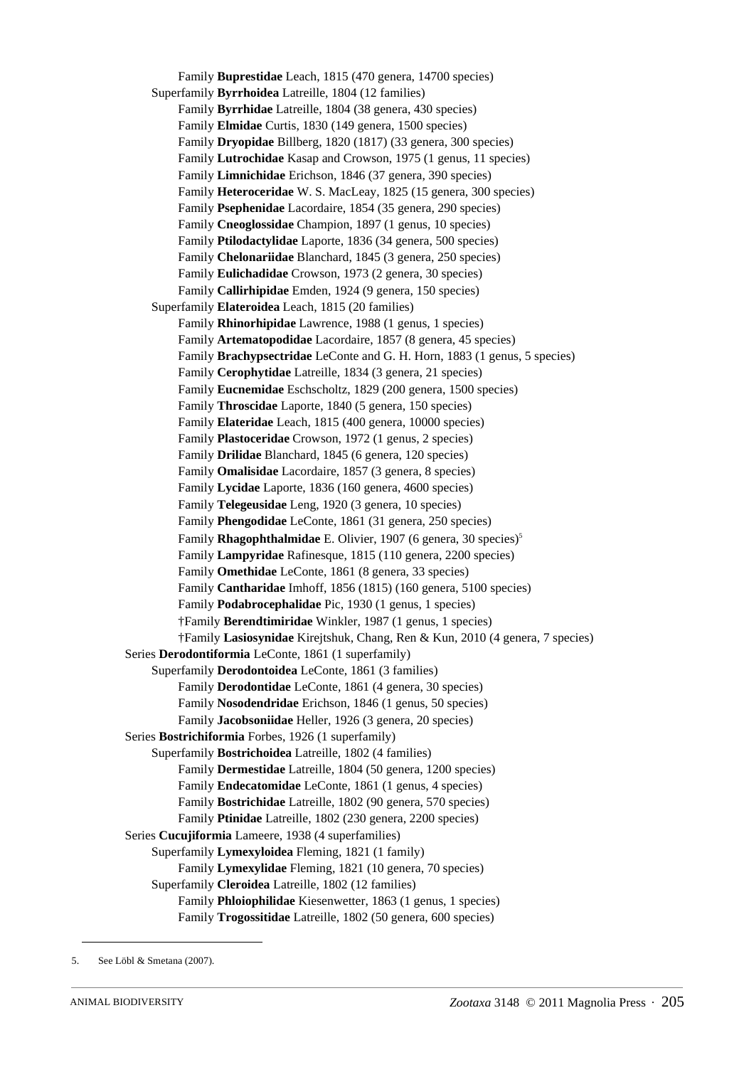Family **Buprestidae** Leach, 1815 (470 genera, 14700 species)

Superfamily **Byrrhoidea** Latreille, 1804 (12 families)

Family **Byrrhidae** Latreille, 1804 (38 genera, 430 species)

Family **Elmidae** Curtis, 1830 (149 genera, 1500 species)

Family **Dryopidae** Billberg, 1820 (1817) (33 genera, 300 species)

Family **Lutrochidae** Kasap and Crowson, 1975 (1 genus, 11 species)

Family **Limnichidae** Erichson, 1846 (37 genera, 390 species)

Family **Heteroceridae** W. S. MacLeay, 1825 (15 genera, 300 species)

Family **Psephenidae** Lacordaire, 1854 (35 genera, 290 species)

Family **Cneoglossidae** Champion, 1897 (1 genus, 10 species)

Family **Ptilodactylidae** Laporte, 1836 (34 genera, 500 species)

Family **Chelonariidae** Blanchard, 1845 (3 genera, 250 species)

Family **Eulichadidae** Crowson, 1973 (2 genera, 30 species)

Family **Callirhipidae** Emden, 1924 (9 genera, 150 species)

Superfamily **Elateroidea** Leach, 1815 (20 families)

Family **Rhinorhipidae** Lawrence, 1988 (1 genus, 1 species)

Family **Artematopodidae** Lacordaire, 1857 (8 genera, 45 species)

Family **Brachypsectridae** LeConte and G. H. Horn, 1883 (1 genus, 5 species)

Family **Cerophytidae** Latreille, 1834 (3 genera, 21 species)

Family **Eucnemidae** Eschscholtz, 1829 (200 genera, 1500 species)

Family **Throscidae** Laporte, 1840 (5 genera, 150 species)

Family **Elateridae** Leach, 1815 (400 genera, 10000 species)

Family **Plastoceridae** Crowson, 1972 (1 genus, 2 species)

Family **Drilidae** Blanchard, 1845 (6 genera, 120 species)

Family **Omalisidae** Lacordaire, 1857 (3 genera, 8 species)

Family **Lycidae** Laporte, 1836 (160 genera, 4600 species)

Family **Telegeusidae** Leng, 1920 (3 genera, 10 species)

Family **Phengodidae** LeConte, 1861 (31 genera, 250 species)

Family **Rhagophthalmidae** E. Olivier, 1907 (6 genera, 30 species)[5]

Family **Lampyridae** Rafinesque, 1815 (110 genera, 2200 species)

Family **Omethidae** LeConte, 1861 (8 genera, 33 species)

Family **Cantharidae** Imhoff, 1856 (1815) (160 genera, 5100 species)

Family **Podabrocephalidae** Pic, 1930 (1 genus, 1 species)

†Family **Berendtimiridae** Winkler, 1987 (1 genus, 1 species)

†Family **Lasiosynidae** Kirejtshuk, Chang, Ren & Kun, 2010 (4 genera, 7 species)

Series **Derodontiformia** LeConte, 1861 (1 superfamily)

Superfamily **Derodontoidea** LeConte, 1861 (3 families)

Family **Derodontidae** LeConte, 1861 (4 genera, 30 species)

Family **Nosodendridae** Erichson, 1846 (1 genus, 50 species)

Family **Jacobsoniidae** Heller, 1926 (3 genera, 20 species)

Series **Bostrichiformia** Forbes, 1926 (1 superfamily)

Superfamily **Bostrichoidea** Latreille, 1802 (4 families)

Family **Dermestidae** Latreille, 1804 (50 genera, 1200 species)

Family **Endecatomidae** LeConte, 1861 (1 genus, 4 species)

Family **Bostrichidae** Latreille, 1802 (90 genera, 570 species)

Family **Ptinidae** Latreille, 1802 (230 genera, 2200 species)

Series **Cucujiformia** Lameere, 1938 (4 superfamilies)

Superfamily **Lymexyloidea** Fleming, 1821 (1 family)

Family **Lymexylidae** Fleming, 1821 (10 genera, 70 species)

Superfamily **Cleroidea** Latreille, 1802 (12 families)

Family **Phloiophilidae** Kiesenwetter, 1863 (1 genus, 1 species)

Family **Trogossitidae** Latreille, 1802 (50 genera, 600 species)

---

5. See Löbl & Smetana (2007).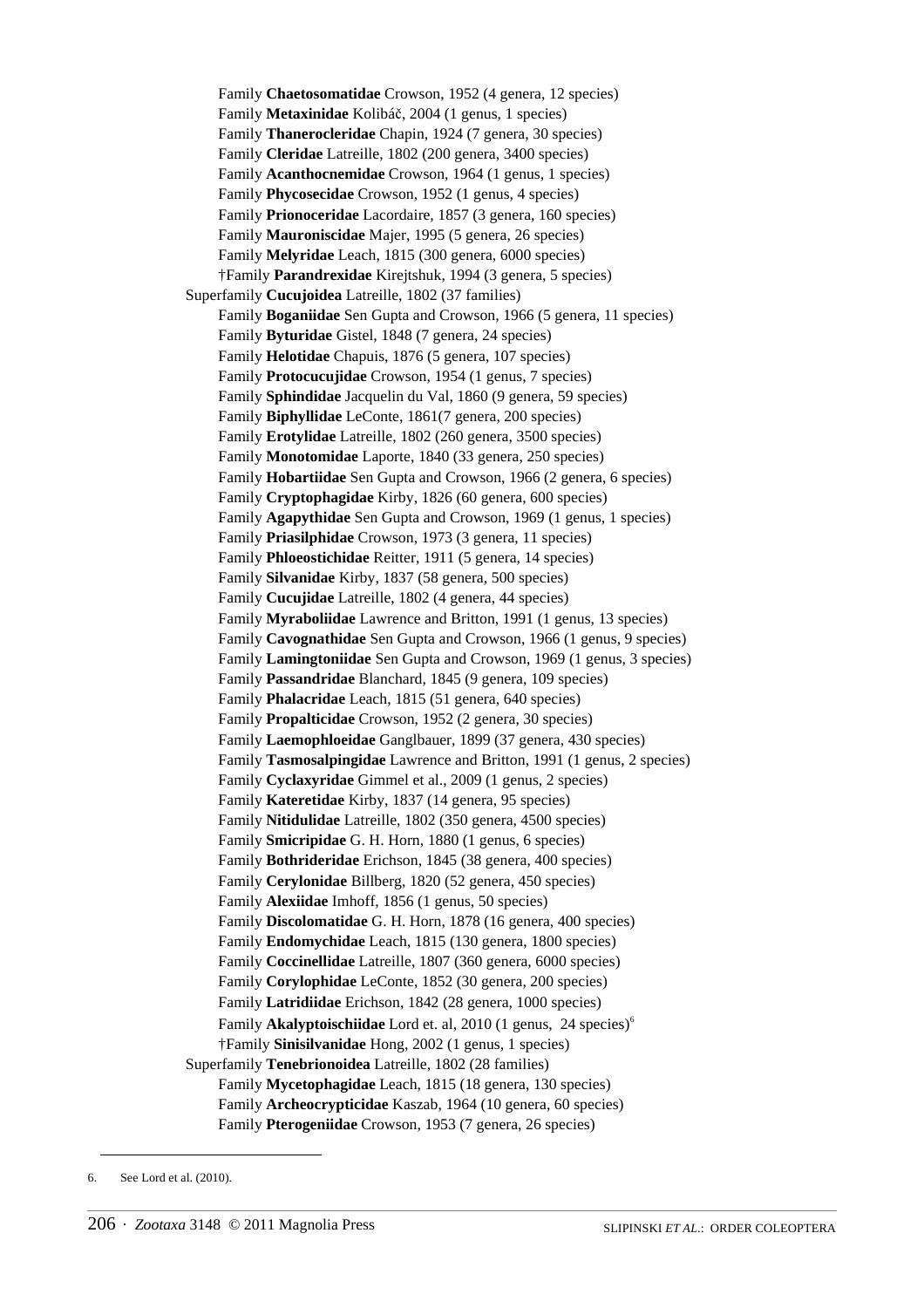Family **Chaetosomatidae** Crowson, 1952 (4 genera, 12 species)
Family **Metaxinidae** Kolibáč, 2004 (1 genus, 1 species)
Family **Thanerocleridae** Chapin, 1924 (7 genera, 30 species)
Family **Cleridae** Latreille, 1802 (200 genera, 3400 species)
Family **Acanthocnemidae** Crowson, 1964 (1 genus, 1 species)
Family **Phycosecidae** Crowson, 1952 (1 genus, 4 species)
Family **Prionoceridae** Lacordaire, 1857 (3 genera, 160 species)
Family **Mauroniscidae** Majer, 1995 (5 genera, 26 species)
Family **Melyridae** Leach, 1815 (300 genera, 6000 species)
†Family **Parandrexidae** Kirejtshuk, 1994 (3 genera, 5 species)

Superfamily **Cucujoidea** Latreille, 1802 (37 families)

Family **Boganiidae** Sen Gupta and Crowson, 1966 (5 genera, 11 species)
Family **Byturidae** Gistel, 1848 (7 genera, 24 species)
Family **Helotidae** Chapuis, 1876 (5 genera, 107 species)
Family **Protocucujidae** Crowson, 1954 (1 genus, 7 species)
Family **Sphindidae** Jacquelin du Val, 1860 (9 genera, 59 species)
Family **Biphyllidae** LeConte, 1861(7 genera, 200 species)
Family **Erotylidae** Latreille, 1802 (260 genera, 3500 species)
Family **Monotomidae** Laporte, 1840 (33 genera, 250 species)
Family **Hobartiidae** Sen Gupta and Crowson, 1966 (2 genera, 6 species)
Family **Cryptophagidae** Kirby, 1826 (60 genera, 600 species)
Family **Agapythidae** Sen Gupta and Crowson, 1969 (1 genus, 1 species)
Family **Priasilphidae** Crowson, 1973 (3 genera, 11 species)
Family **Phloeostichidae** Reitter, 1911 (5 genera, 14 species)
Family **Silvanidae** Kirby, 1837 (58 genera, 500 species)
Family **Cucujidae** Latreille, 1802 (4 genera, 44 species)
Family **Myraboliidae** Lawrence and Britton, 1991 (1 genus, 13 species)
Family **Cavognathidae** Sen Gupta and Crowson, 1966 (1 genus, 9 species)
Family **Lamingtoniidae** Sen Gupta and Crowson, 1969 (1 genus, 3 species)
Family **Passandridae** Blanchard, 1845 (9 genera, 109 species)
Family **Phalacridae** Leach, 1815 (51 genera, 640 species)
Family **Propalticidae** Crowson, 1952 (2 genera, 30 species)
Family **Laemophloeidae** Ganglbauer, 1899 (37 genera, 430 species)
Family **Tasmosalpingidae** Lawrence and Britton, 1991 (1 genus, 2 species)
Family **Cyclaxyridae** Gimmel et al., 2009 (1 genus, 2 species)
Family **Kateretidae** Kirby, 1837 (14 genera, 95 species)
Family **Nitidulidae** Latreille, 1802 (350 genera, 4500 species)
Family **Smicripidae** G. H. Horn, 1880 (1 genus, 6 species)
Family **Bothrideridae** Erichson, 1845 (38 genera, 400 species)
Family **Cerylonidae** Billberg, 1820 (52 genera, 450 species)
Family **Alexiidae** Imhoff, 1856 (1 genus, 50 species)
Family **Discolomatidae** G. H. Horn, 1878 (16 genera, 400 species)
Family **Endomychidae** Leach, 1815 (130 genera, 1800 species)
Family **Coccinellidae** Latreille, 1807 (360 genera, 6000 species)
Family **Corylophidae** LeConte, 1852 (30 genera, 200 species)
Family **Latridiidae** Erichson, 1842 (28 genera, 1000 species)
Family **Akalyptoischiidae** Lord et. al, 2010 (1 genus, 24 species)[6]
†Family **Sinisilvanidae** Hong, 2002 (1 genus, 1 species)

Superfamily **Tenebrionoidea** Latreille, 1802 (28 families)

Family **Mycetophagidae** Leach, 1815 (18 genera, 130 species)
Family **Archeocrypticidae** Kaszab, 1964 (10 genera, 60 species)
Family **Pterogeniidae** Crowson, 1953 (7 genera, 26 species)

---

6. See Lord et al. (2010).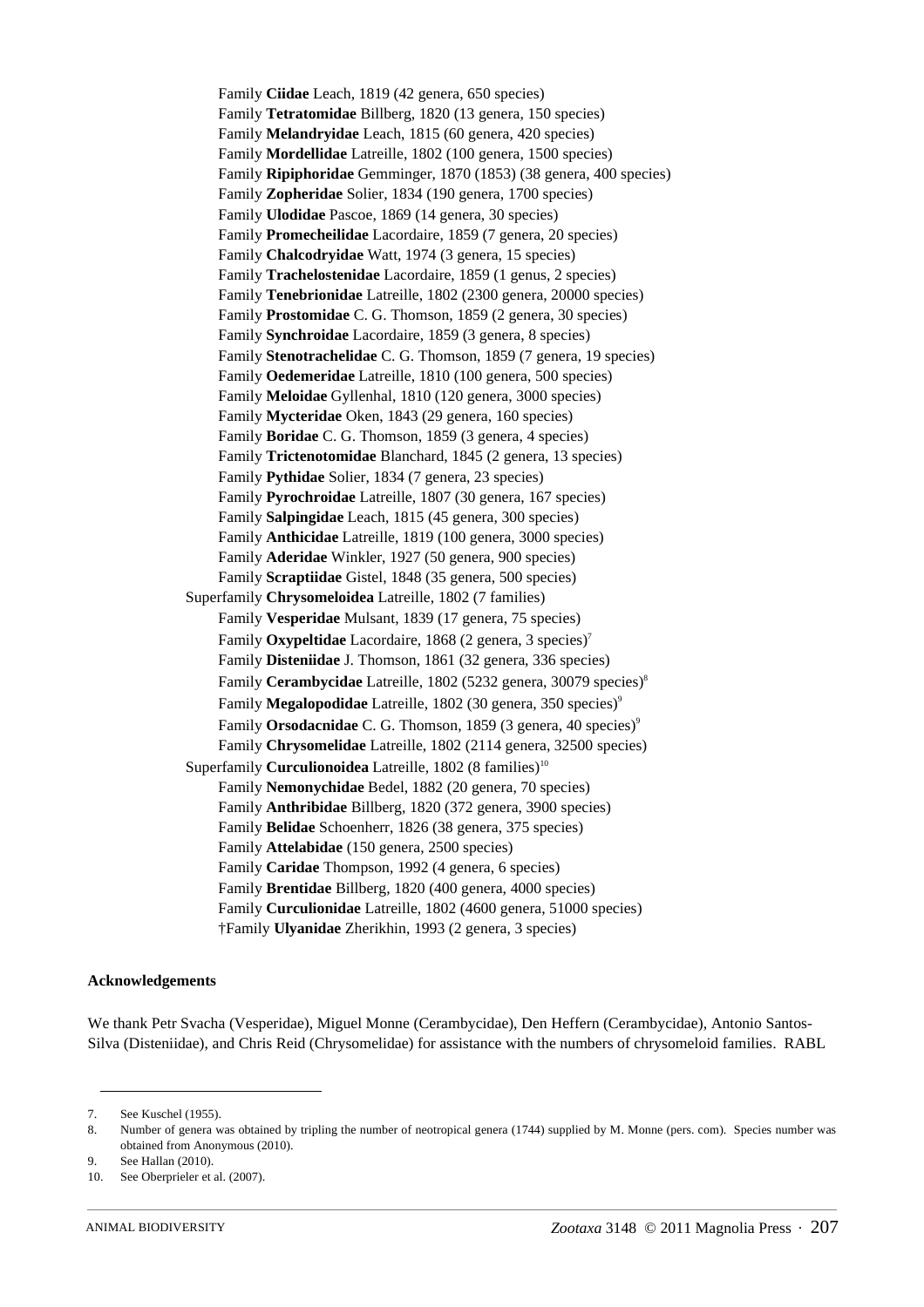Family **Ciidae** Leach, 1819 (42 genera, 650 species)
Family **Tetratomidae** Billberg, 1820 (13 genera, 150 species)
Family **Melandryidae** Leach, 1815 (60 genera, 420 species)
Family **Mordellidae** Latreille, 1802 (100 genera, 1500 species)
Family **Ripiphoridae** Gemminger, 1870 (1853) (38 genera, 400 species)
Family **Zopheridae** Solier, 1834 (190 genera, 1700 species)
Family **Ulodidae** Pascoe, 1869 (14 genera, 30 species)
Family **Promecheilidae** Lacordaire, 1859 (7 genera, 20 species)
Family **Chalcodryidae** Watt, 1974 (3 genera, 15 species)
Family **Trachelostenidae** Lacordaire, 1859 (1 genus, 2 species)
Family **Tenebrionidae** Latreille, 1802 (2300 genera, 20000 species)
Family **Prostomidae** C. G. Thomson, 1859 (2 genera, 30 species)
Family **Synchroidae** Lacordaire, 1859 (3 genera, 8 species)
Family **Stenotrachelidae** C. G. Thomson, 1859 (7 genera, 19 species)
Family **Oedemeridae** Latreille, 1810 (100 genera, 500 species)
Family **Meloidae** Gyllenhal, 1810 (120 genera, 3000 species)
Family **Mycteridae** Oken, 1843 (29 genera, 160 species)
Family **Boridae** C. G. Thomson, 1859 (3 genera, 4 species)
Family **Trictenotomidae** Blanchard, 1845 (2 genera, 13 species)
Family **Pythidae** Solier, 1834 (7 genera, 23 species)
Family **Pyrochroidae** Latreille, 1807 (30 genera, 167 species)
Family **Salpingidae** Leach, 1815 (45 genera, 300 species)
Family **Anthicidae** Latreille, 1819 (100 genera, 3000 species)
Family **Aderidae** Winkler, 1927 (50 genera, 900 species)
Family **Scraptiidae** Gistel, 1848 (35 genera, 500 species)

Superfamily **Chrysomeloidea** Latreille, 1802 (7 families)
Family **Vesperidae** Mulsant, 1839 (17 genera, 75 species)
Family **Oxypeltidae** Lacordaire, 1868 (2 genera, 3 species)[7]
Family **Disteniidae** J. Thomson, 1861 (32 genera, 336 species)
Family **Cerambycidae** Latreille, 1802 (5232 genera, 30079 species)[8]
Family **Megalopodidae** Latreille, 1802 (30 genera, 350 species)[9]
Family **Orsodacnidae** C. G. Thomson, 1859 (3 genera, 40 species)[9]
Family **Chrysomelidae** Latreille, 1802 (2114 genera, 32500 species)

Superfamily **Curculionoidea** Latreille, 1802 (8 families)[10]
Family **Nemonychidae** Bedel, 1882 (20 genera, 70 species)
Family **Anthribidae** Billberg, 1820 (372 genera, 3900 species)
Family **Belidae** Schoenherr, 1826 (38 genera, 375 species)
Family **Attelabidae** (150 genera, 2500 species)
Family **Caridae** Thompson, 1992 (4 genera, 6 species)
Family **Brentidae** Billberg, 1820 (400 genera, 4000 species)
Family **Curculionidae** Latreille, 1802 (4600 genera, 51000 species)
†Family **Ulyanidae** Zherikhin, 1993 (2 genera, 3 species)

**Acknowledgements**

We thank Petr Svacha (Vesperidae), Miguel Monne (Cerambycidae), Den Heffern (Cerambycidae), Antonio Santos-Silva (Disteniidae), and Chris Reid (Chrysomelidae) for assistance with the numbers of chrysomeloid families. RABL

7. See Kuschel (1955).
8. Number of genera was obtained by tripling the number of neotropical genera (1744) supplied by M. Monne (pers. com). Species number was obtained from Anonymous (2010).
9. See Hallan (2010).
10. See Oberprieler et al. (2007).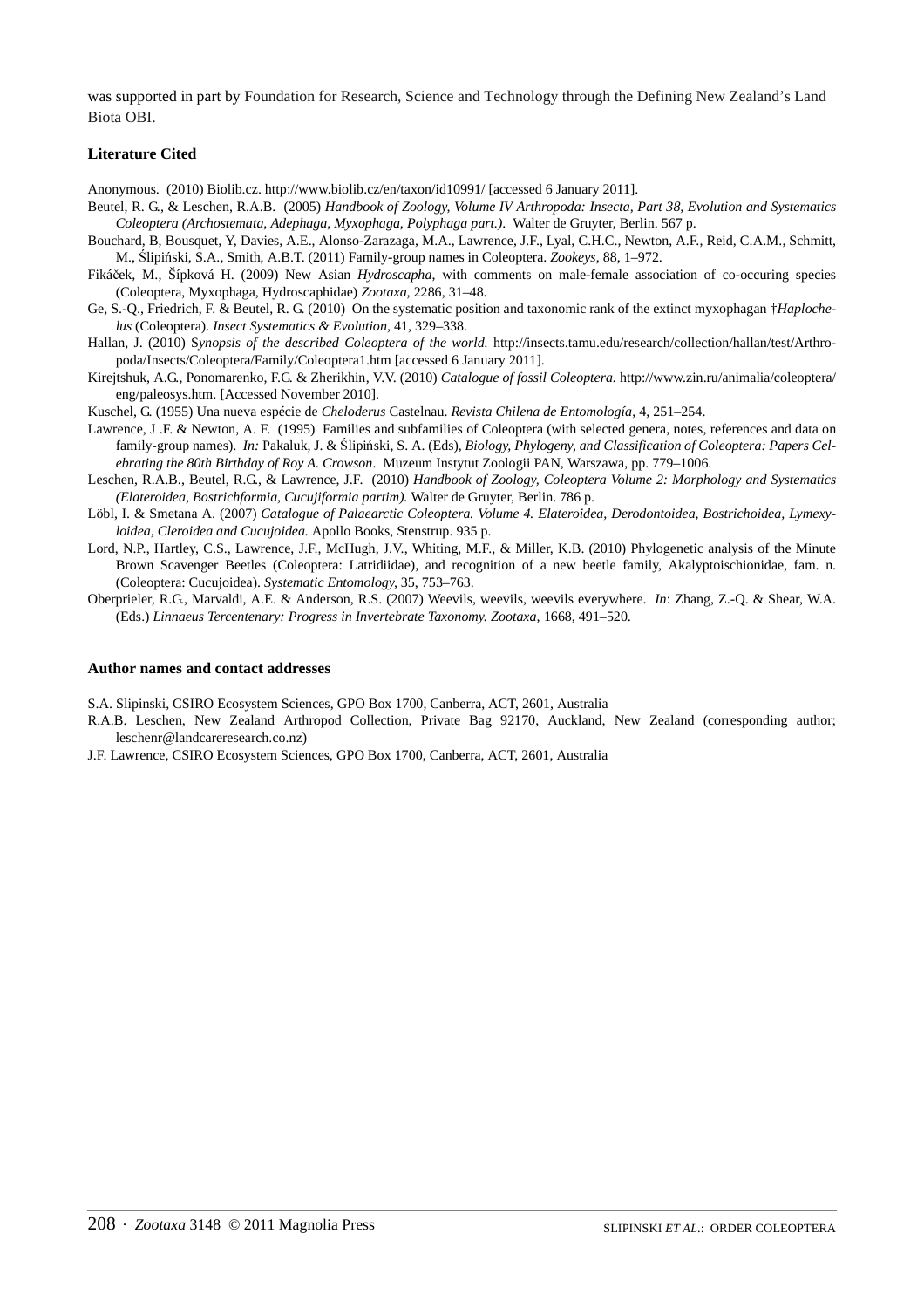was supported in part by Foundation for Research, Science and Technology through the Defining New Zealand's Land Biota OBI.

## Literature Cited

Anonymous. (2010) Biolib.cz. http://www.biolib.cz/en/taxon/id10991/ [accessed 6 January 2011].

Beutel, R. G., & Leschen, R.A.B. (2005) *Handbook of Zoology, Volume IV Arthropoda: Insecta, Part 38, Evolution and Systematics Coleoptera (Archostemata, Adephaga, Myxophaga, Polyphaga part.)*. Walter de Gruyter, Berlin. 567 p.

Bouchard, B, Bousquet, Y, Davies, A.E., Alonso-Zarazaga, M.A., Lawrence, J.F., Lyal, C.H.C., Newton, A.F., Reid, C.A.M., Schmitt, M., Ślipiński, S.A., Smith, A.B.T. (2011) Family-group names in Coleoptera. *Zookeys*, 88, 1–972.

Fikáček, M., Šípková H. (2009) New Asian *Hydroscapha*, with comments on male-female association of co-occuring species (Coleoptera, Myxophaga, Hydroscaphidae) *Zootaxa*, 2286, 31–48.

Ge, S.-Q., Friedrich, F. & Beutel, R. G. (2010) On the systematic position and taxonomic rank of the extinct myxophagan †*Haplochelus* (Coleoptera). *Insect Systematics & Evolution*, 41, 329–338.

Hallan, J. (2010) S*ynopsis of the described Coleoptera of the world.* http://insects.tamu.edu/research/collection/hallan/test/Arthropoda/Insects/Coleoptera/Family/Coleoptera1.htm [accessed 6 January 2011].

Kirejtshuk, A.G., Ponomarenko, F.G. & Zherikhin, V.V. (2010) *Catalogue of fossil Coleoptera.* http://www.zin.ru/animalia/coleoptera/eng/paleosys.htm. [Accessed November 2010].

Kuschel, G. (1955) Una nueva espécie de *Chelo­derus* Castelnau. *Revista Chilena de Entomología*, 4, 251–254.

Lawrence, J .F. & Newton, A. F. (1995) Families and subfamilies of Coleoptera (with selected genera, notes, references and data on family-group names). *In:* Pakaluk, J. & Ślipiński, S. A. (Eds), *Biology, Phylogeny, and Classification of Coleoptera: Papers Celebrating the 80th Birthday of Roy A. Crowson*. Muzeum Instytut Zoologii PAN, Warszawa, pp. 779–1006.

Leschen, R.A.B., Beutel, R.G., & Lawrence, J.F. (2010) *Handbook of Zoology, Coleoptera Volume 2: Morphology and Systematics (Elateroidea, Bostrichformia, Cucujiformia partim).* Walter de Gruyter, Berlin. 786 p.

Löbl, I. & Smetana A. (2007) *Catalogue of Palaearctic Coleoptera. Volume 4. Elateroidea, Derodontoidea, Bostrichoidea, Lymexyloidea, Cleroidea and Cucujoidea.* Apollo Books, Stenstrup. 935 p.

Lord, N.P., Hartley, C.S., Lawrence, J.F., McHugh, J.V., Whiting, M.F., & Miller, K.B. (2010) Phylogenetic analysis of the Minute Brown Scavenger Beetles (Coleoptera: Latridiidae), and recognition of a new beetle family, Akalyptoischionidae, fam. n. (Coleoptera: Cucujoidea). *Systematic Entomology*, 35, 753–763.

Oberprieler, R.G., Marvaldi, A.E. & Anderson, R.S. (2007) Weevils, weevils, weevils everywhere. *In*: Zhang, Z.-Q. & Shear, W.A. (Eds.) *Linnaeus Tercentenary: Progress in Invertebrate Taxonomy. Zootaxa*, 1668, 491–520.

## Author names and contact addresses

S.A. Slipinski, CSIRO Ecosystem Sciences, GPO Box 1700, Canberra, ACT, 2601, Australia

R.A.B. Leschen, New Zealand Arthropod Collection, Private Bag 92170, Auckland, New Zealand (corresponding author; leschenr@landcareresearch.co.nz)

J.F. Lawrence, CSIRO Ecosystem Sciences, GPO Box 1700, Canberra, ACT, 2601, Australia